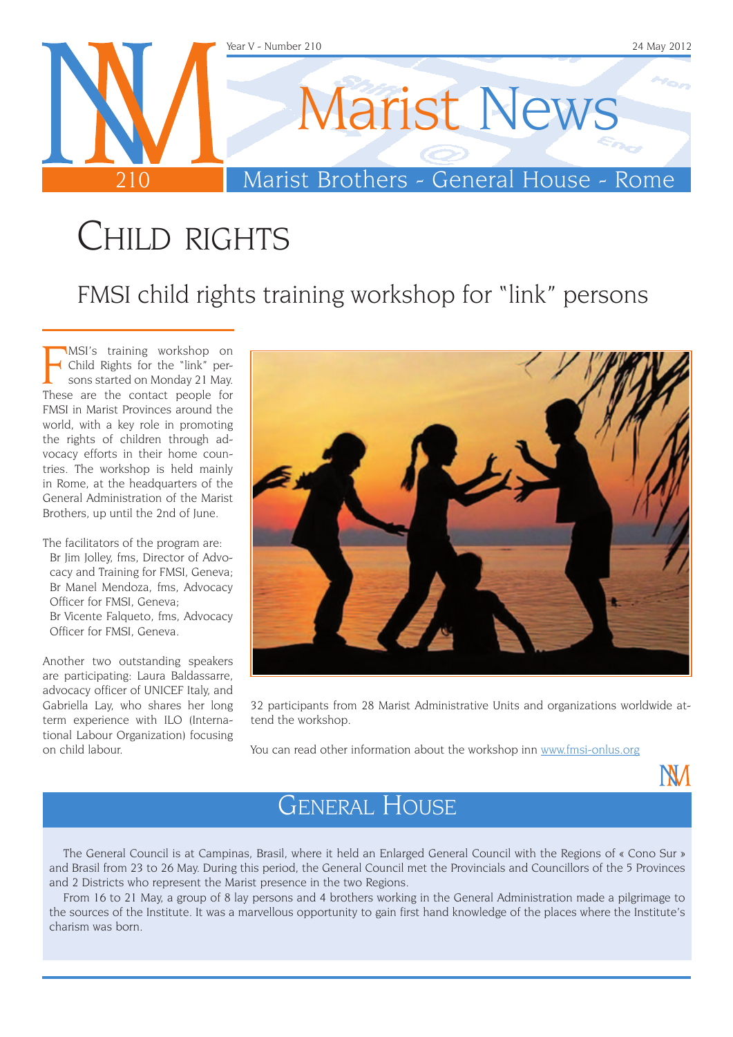Year V - Number 210 — 24 May 2012

# Marist News

Marist Brothers - General House - Rome

# Child rights

## FMSI child rights training workshop for "link" persons

FMSI's training workshop on Child Rights for the "link" persons started on Monday 21 May. These are the contact people for FMSI in Marist Provinces around the world, with a key role in promoting the rights of children through advocacy efforts in their home countries. The workshop is held mainly in Rome, at the headquarters of the General Administration of the Marist Brothers, up until the 2nd of June.

The facilitators of the program are:

- Br Jim Jolley, fms, Director of Advocacy and Training for FMSI, Geneva;
- Br Manel Mendoza, fms, Advocacy Officer for FMSI, Geneva;
- Br Vicente Falqueto, fms, Advocacy Officer for FMSI, Geneva.

Another two outstanding speakers are participating: Laura Baldassarre, advocacy officer of UNICEF Italy, and Gabriella Lay, who shares her long term experience with ILO (International Labour Organization) focusing on child labour.

32 participants from 28 Marist Administrative Units and organizations worldwide attend the workshop.

You can read other information about the workshop inn www.fmsi-onlus.org

## General House

The General Council is at Campinas, Brasil, where it held an Enlarged General Council with the Regions of « Cono Sur » and Brasil from 23 to 26 May. During this period, the General Council met the Provincials and Councillors of the 5 Provinces and 2 Districts who represent the Marist presence in the two Regions.

From 16 to 21 May, a group of 8 lay persons and 4 brothers working in the General Administration made a pilgrimage to the sources of the Institute. It was a marvellous opportunity to gain first hand knowledge of the places where the Institute's charism was born.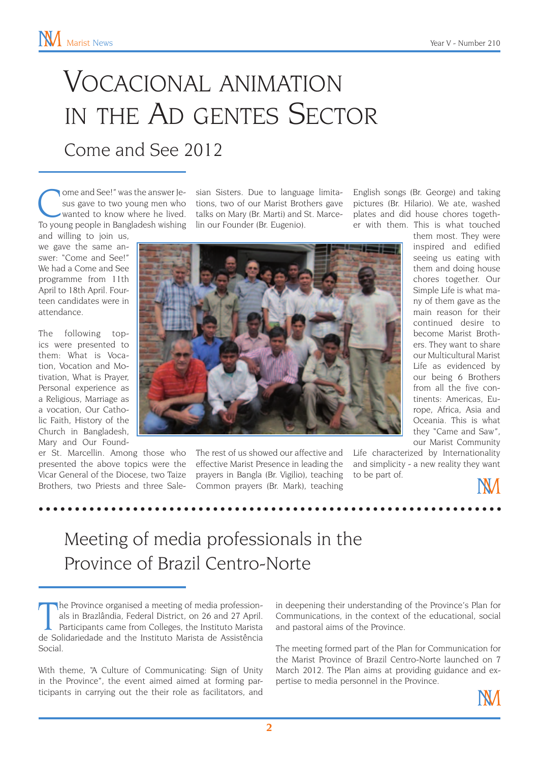# Vocacional animation in the Ad gentes Sector

## Come and See 2012

"Come and See!" was the answer Jesus gave to two young men who wanted to know where he lived. To young people in Bangladesh wishing and willing to join us, we gave the same answer: "Come and See!" We had a Come and See programme from 11th April to 18th April. Fourteen candidates were in attendance.

The following topics were presented to them: What is Vocation, Vocation and Motivation, What is Prayer, Personal experience as a Religious, Marriage as a vocation, Our Catholic Faith, History of the Church in Bangladesh, Mary and Our Founder St. Marcellin. Among those who presented the above topics were the Vicar General of the Diocese, two Taize Brothers, two Priests and three Salesian Sisters. Due to language limitations, two of our Marist Brothers gave talks on Mary (Br. Marti) and St. Marcellin our Founder (Br. Eugenio).

The rest of us showed our affective and effective Marist Presence in leading the prayers in Bangla (Br. Vigilio), teaching Common prayers (Br. Mark), teaching English songs (Br. George) and taking pictures (Br. Hilario). We ate, washed plates and did house chores together with them. This is what touched them most. They were inspired and edified seeing us eating with them and doing house chores together. Our Simple Life is what many of them gave as the main reason for their continued desire to become Marist Brothers. They want to share our Multicultural Marist Life as evidenced by our being 6 Brothers from all the five continents: Americas, Europe, Africa, Asia and Oceania. This is what they "Came and Saw", our Marist Community Life characterized by Internationality and simplicity - a new reality they want to be part of.

# Meeting of media professionals in the Province of Brazil Centro-Norte

The Province organised a meeting of media professionals in Brazlândia, Federal District, on 26 and 27 April. Participants came from Colleges, the Instituto Marista de Solidariedade and the Instituto Marista de Assistência Social.

With theme, "A Culture of Communicating: Sign of Unity in the Province", the event aimed aimed at forming participants in carrying out the their role as facilitators, and in deepening their understanding of the Province's Plan for Communications, in the context of the educational, social and pastoral aims of the Province.

The meeting formed part of the Plan for Communication for the Marist Province of Brazil Centro-Norte launched on 7 March 2012. The Plan aims at providing guidance and expertise to media personnel in the Province.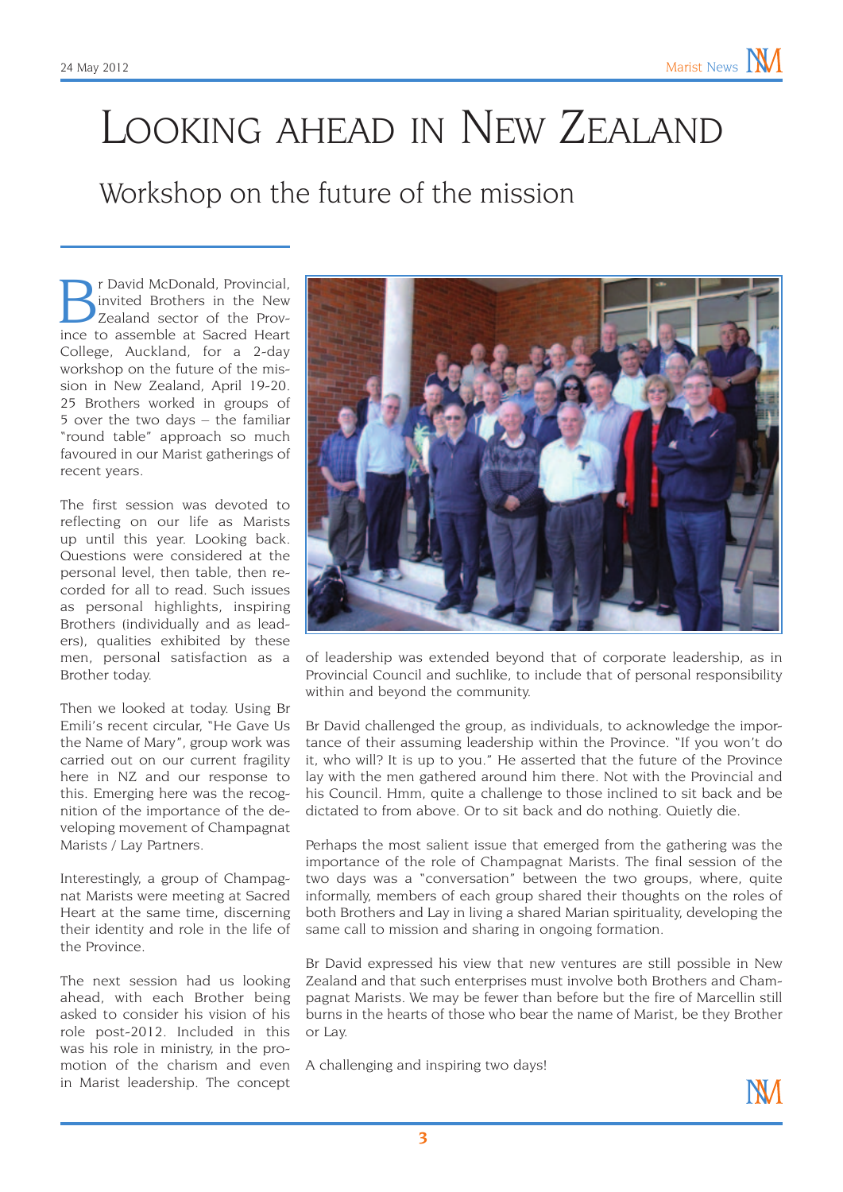# Looking ahead in New Zealand

## Workshop on the future of the mission

Br David McDonald, Provincial, invited Brothers in the New Zealand sector of the Province to assemble at Sacred Heart College, Auckland, for a 2-day workshop on the future of the mission in New Zealand, April 19-20. 25 Brothers worked in groups of 5 over the two days – the familiar "round table" approach so much favoured in our Marist gatherings of recent years.

The first session was devoted to reflecting on our life as Marists up until this year. Looking back. Questions were considered at the personal level, then table, then recorded for all to read. Such issues as personal highlights, inspiring Brothers (individually and as leaders), qualities exhibited by these men, personal satisfaction as a Brother today.

Then we looked at today. Using Br Emili's recent circular, "He Gave Us the Name of Mary", group work was carried out on our current fragility here in NZ and our response to this. Emerging here was the recognition of the importance of the developing movement of Champagnat Marists / Lay Partners.

Interestingly, a group of Champagnat Marists were meeting at Sacred Heart at the same time, discerning their identity and role in the life of the Province.

The next session had us looking ahead, with each Brother being asked to consider his vision of his role post-2012. Included in this was his role in ministry, in the promotion of the charism and even in Marist leadership. The concept of leadership was extended beyond that of corporate leadership, as in Provincial Council and suchlike, to include that of personal responsibility within and beyond the community.

Br David challenged the group, as individuals, to acknowledge the importance of their assuming leadership within the Province. "If you won't do it, who will? It is up to you." He asserted that the future of the Province lay with the men gathered around him there. Not with the Provincial and his Council. Hmm, quite a challenge to those inclined to sit back and be dictated to from above. Or to sit back and do nothing. Quietly die.

Perhaps the most salient issue that emerged from the gathering was the importance of the role of Champagnat Marists. The final session of the two days was a "conversation" between the two groups, where, quite informally, members of each group shared their thoughts on the roles of both Brothers and Lay in living a shared Marian spirituality, developing the same call to mission and sharing in ongoing formation.

Br David expressed his view that new ventures are still possible in New Zealand and that such enterprises must involve both Brothers and Champagnat Marists. We may be fewer than before but the fire of Marcellin still burns in the hearts of those who bear the name of Marist, be they Brother or Lay.

A challenging and inspiring two days!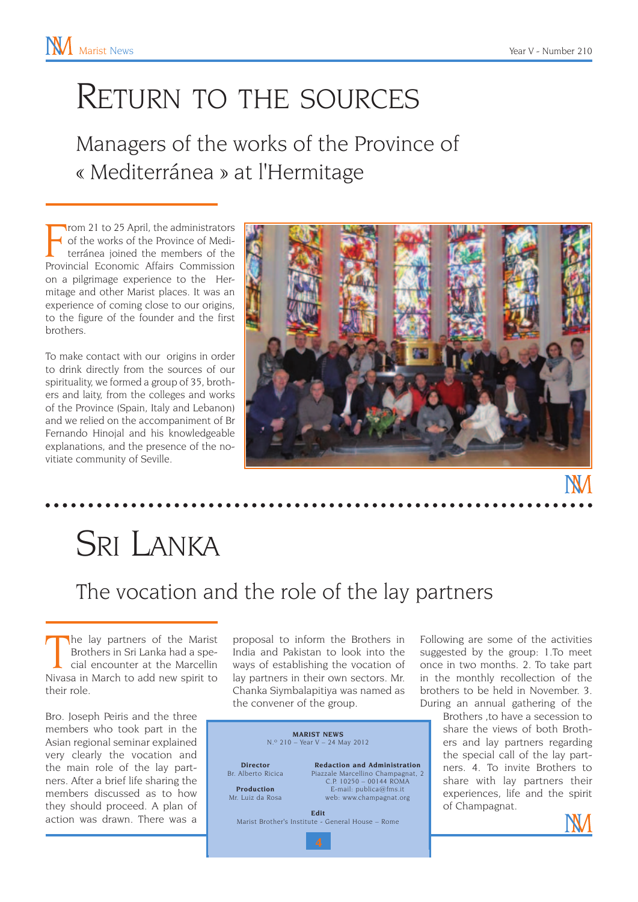# Return to the sources

## Managers of the works of the Province of « Mediterránea » at l'Hermitage

From 21 to 25 April, the administrators of the works of the Province of Mediterránea joined the members of the Provincial Economic Affairs Commission on a pilgrimage experience to the Hermitage and other Marist places. It was an experience of coming close to our origins, to the figure of the founder and the first brothers.

To make contact with our origins in order to drink directly from the sources of our spirituality, we formed a group of 35, brothers and laity, from the colleges and works of the Province (Spain, Italy and Lebanon) and we relied on the accompaniment of Br Fernando Hinojal and his knowledgeable explanations, and the presence of the novitiate community of Seville.

# Sri Lanka

## The vocation and the role of the lay partners

The lay partners of the Marist Brothers in Sri Lanka had a special encounter at the Marcellin Nivasa in March to add new spirit to their role.

Bro. Joseph Peiris and the three members who took part in the Asian regional seminar explained very clearly the vocation and the main role of the lay partners. After a brief life sharing the members discussed as to how they should proceed. A plan of action was drawn. There was a proposal to inform the Brothers in India and Pakistan to look into the ways of establishing the vocation of lay partners in their own sectors. Mr. Chanka Siymbalapitiya was named as the convener of the group.

Following are some of the activities suggested by the group: 1.To meet once in two months. 2. To take part in the monthly recollection of the brothers to be held in November. 3. During an annual gathering of the Brothers ,to have a secession to share the views of both Brothers and lay partners regarding the special call of the lay partners. 4. To invite Brothers to share with lay partners their experiences, life and the spirit of Champagnat.

**MARIST NEWS**
N.º 210 – Year V – 24 May 2012

**Director**
Br. Alberto Ricica

**Production**
Mr. Luiz da Rosa

**Redaction and Administration**
Piazzale Marcellino Champagnat, 2
C.P. 10250 – 00144 ROMA
E-mail: publica@fms.it
web: www.champagnat.org

**Edit**
Marist Brother's Institute - General House – Rome